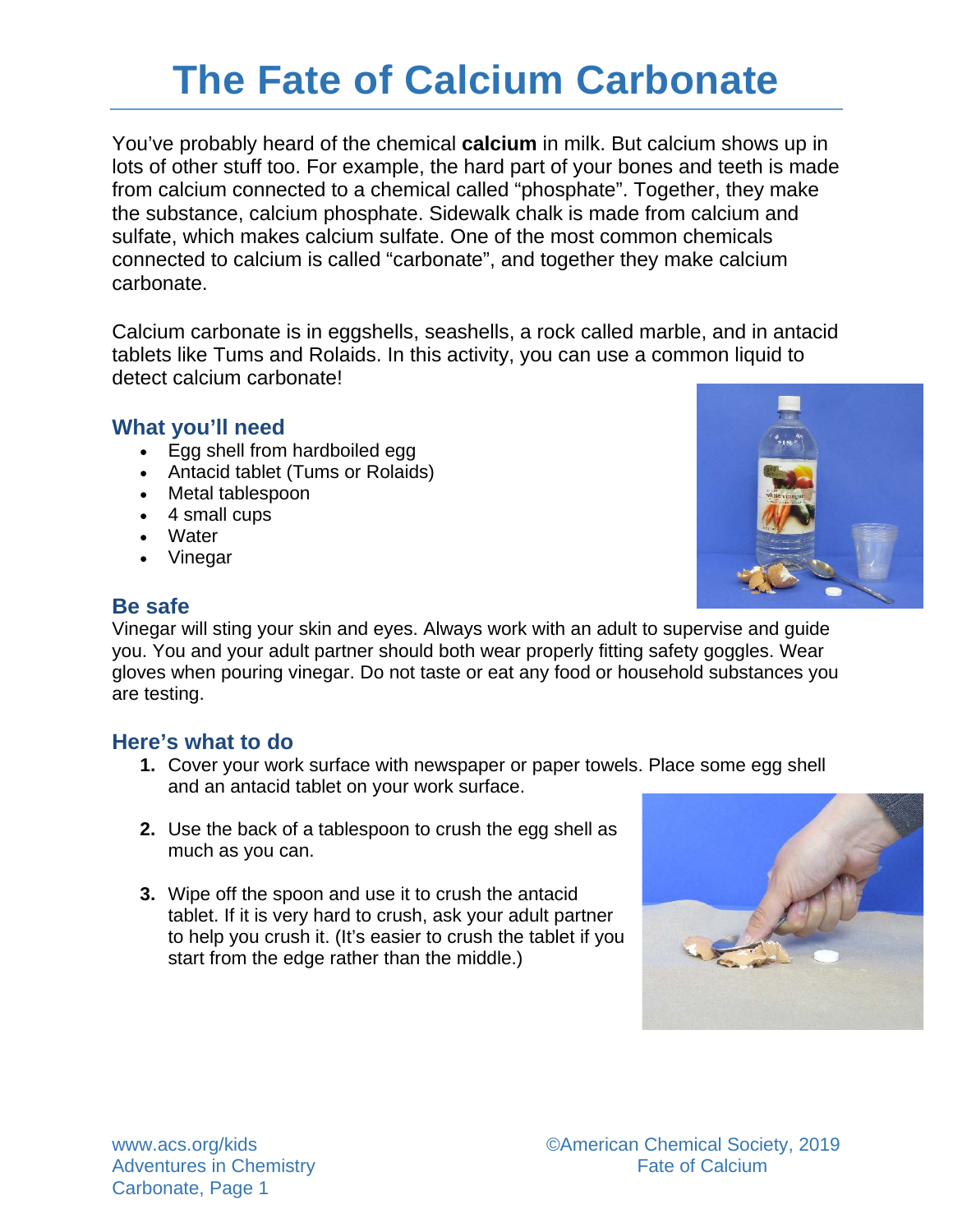# The Fate of Calcium Carbonate

You've probably heard of the chemical **calcium** in milk. But calcium shows up in lots of other stuff too. For example, the hard part of your bones and teeth is made from calcium connected to a chemical called "phosphate". Together, they make the substance, calcium phosphate. Sidewalk chalk is made from calcium and sulfate, which makes calcium sulfate. One of the most common chemicals connected to calcium is called "carbonate", and together they make calcium carbonate.

Calcium carbonate is in eggshells, seashells, a rock called marble, and in antacid tablets like Tums and Rolaids. In this activity, you can use a common liquid to detect calcium carbonate!

## What you'll need

- Egg shell from hardboiled egg
- Antacid tablet (Tums or Rolaids)
- Metal tablespoon
- 4 small cups
- Water
- Vinegar

## Be safe

Vinegar will sting your skin and eyes. Always work with an adult to supervise and guide you. You and your adult partner should both wear properly fitting safety goggles. Wear gloves when pouring vinegar. Do not taste or eat any food or household substances you are testing.

## Here's what to do

1. Cover your work surface with newspaper or paper towels. Place some egg shell and an antacid tablet on your work surface.

2. Use the back of a tablespoon to crush the egg shell as much as you can.

3. Wipe off the spoon and use it to crush the antacid tablet. If it is very hard to crush, ask your adult partner to help you crush it. (It's easier to crush the tablet if you start from the edge rather than the middle.)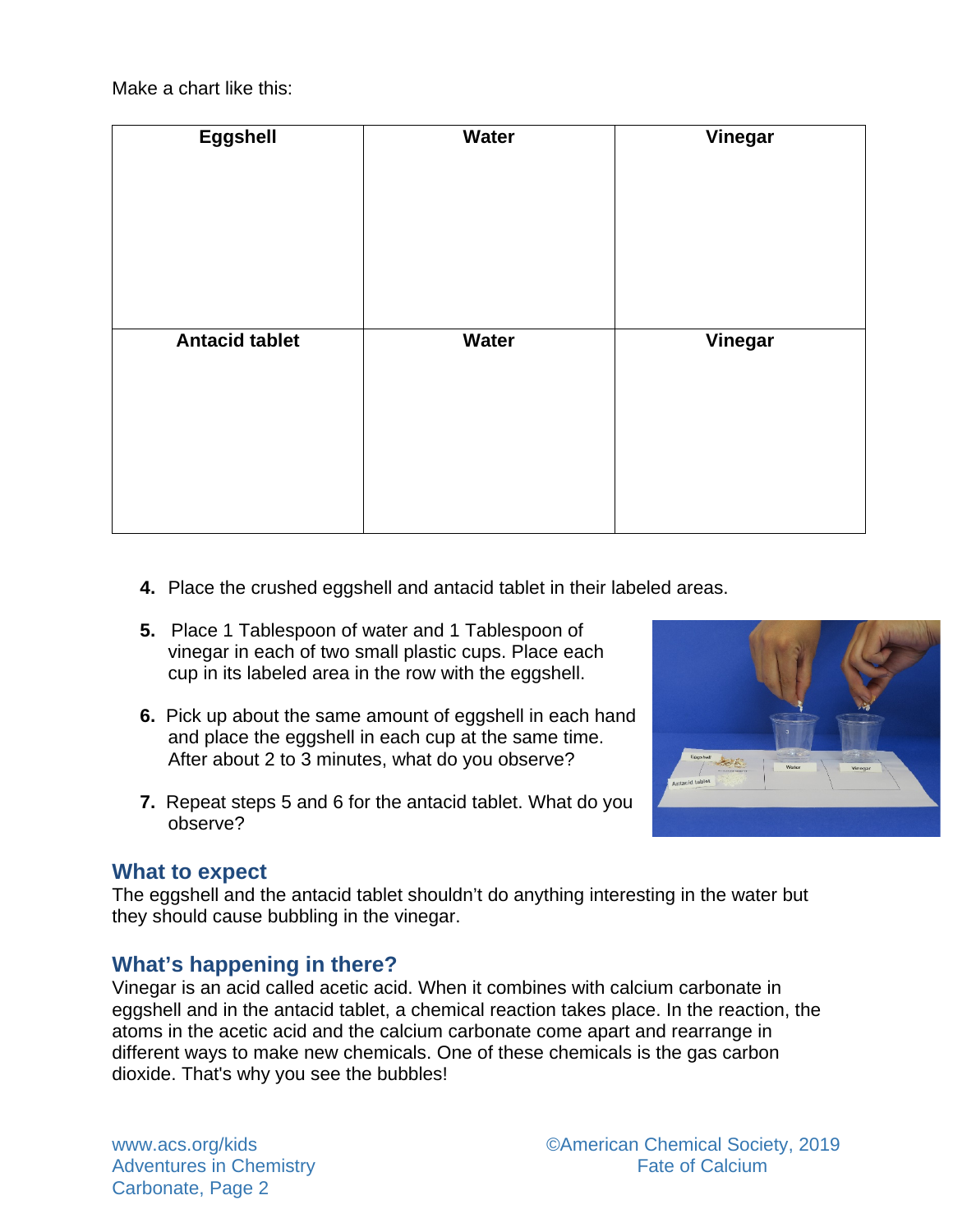Make a chart like this:

| Eggshell | Water | Vinegar |
|---|---|---|
| **Antacid tablet** | **Water** | **Vinegar** |

4. Place the crushed eggshell and antacid tablet in their labeled areas.

5. Place 1 Tablespoon of water and 1 Tablespoon of vinegar in each of two small plastic cups. Place each cup in its labeled area in the row with the eggshell.

6. Pick up about the same amount of eggshell in each hand and place the eggshell in each cup at the same time. After about 2 to 3 minutes, what do you observe?

7. Repeat steps 5 and 6 for the antacid tablet. What do you observe?

## What to expect

The eggshell and the antacid tablet shouldn't do anything interesting in the water but they should cause bubbling in the vinegar.

## What's happening in there?

Vinegar is an acid called acetic acid. When it combines with calcium carbonate in eggshell and in the antacid tablet, a chemical reaction takes place. In the reaction, the atoms in the acetic acid and the calcium carbonate come apart and rearrange in different ways to make new chemicals. One of these chemicals is the gas carbon dioxide. That's why you see the bubbles!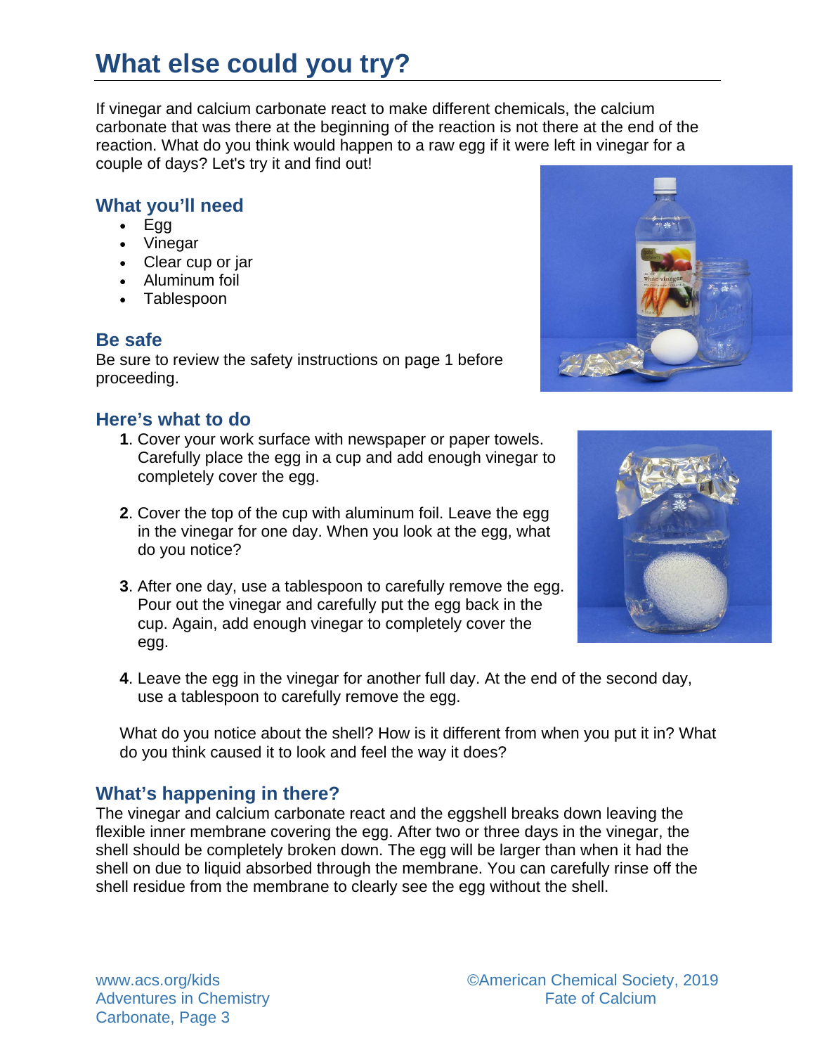# What else could you try?

If vinegar and calcium carbonate react to make different chemicals, the calcium carbonate that was there at the beginning of the reaction is not there at the end of the reaction. What do you think would happen to a raw egg if it were left in vinegar for a couple of days? Let's try it and find out!

## What you'll need

- Egg
- Vinegar
- Clear cup or jar
- Aluminum foil
- Tablespoon

## Be safe

Be sure to review the safety instructions on page 1 before proceeding.

## Here's what to do

**1**. Cover your work surface with newspaper or paper towels. Carefully place the egg in a cup and add enough vinegar to completely cover the egg.

**2**. Cover the top of the cup with aluminum foil. Leave the egg in the vinegar for one day. When you look at the egg, what do you notice?

**3**. After one day, use a tablespoon to carefully remove the egg. Pour out the vinegar and carefully put the egg back in the cup. Again, add enough vinegar to completely cover the egg.

**4**. Leave the egg in the vinegar for another full day. At the end of the second day, use a tablespoon to carefully remove the egg.

What do you notice about the shell? How is it different from when you put it in? What do you think caused it to look and feel the way it does?

## What's happening in there?

The vinegar and calcium carbonate react and the eggshell breaks down leaving the flexible inner membrane covering the egg. After two or three days in the vinegar, the shell should be completely broken down. The egg will be larger than when it had the shell on due to liquid absorbed through the membrane. You can carefully rinse off the shell residue from the membrane to clearly see the egg without the shell.